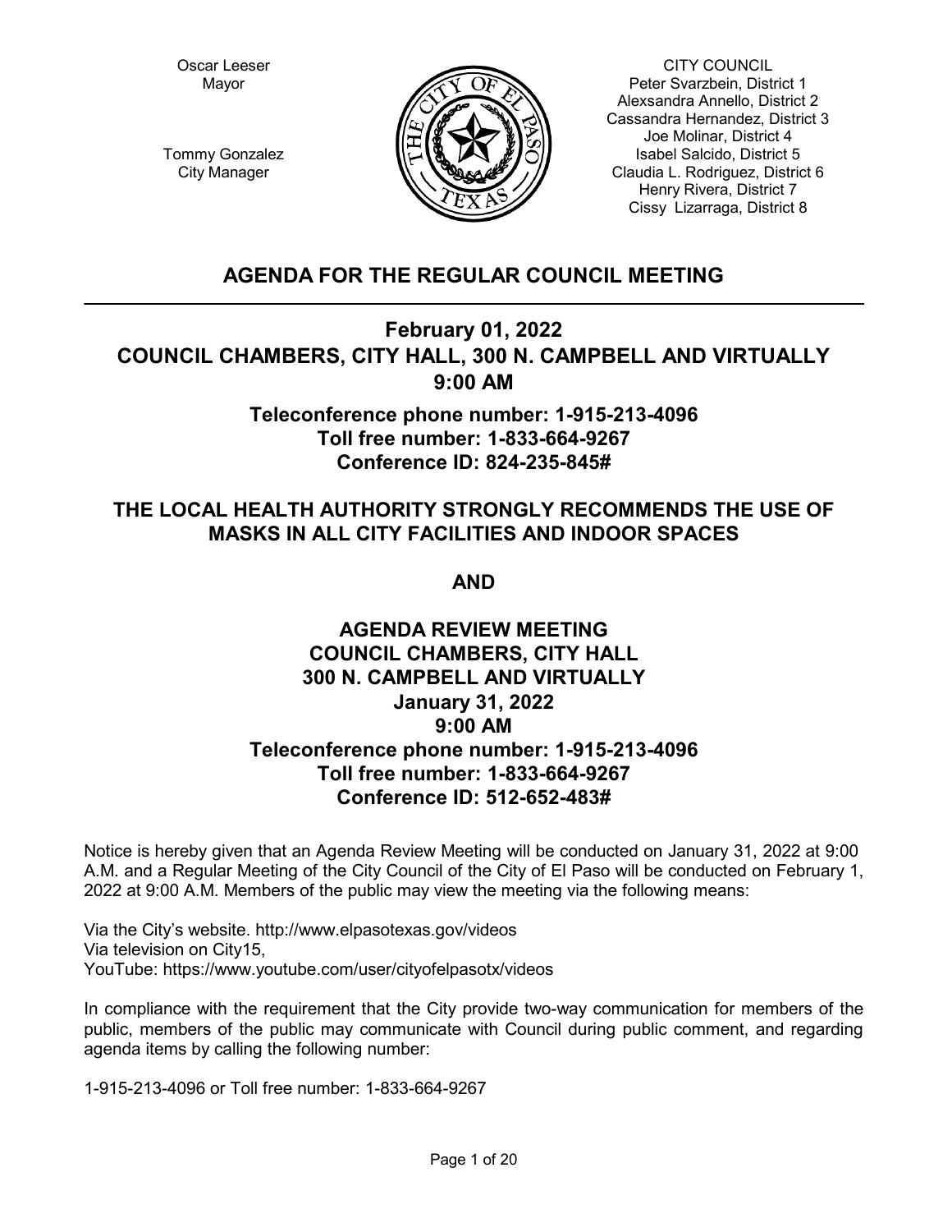Oscar Leeser
Mayor

Tommy Gonzalez
City Manager

CITY COUNCIL
Peter Svarzbein, District 1
Alexsandra Annello, District 2
Cassandra Hernandez, District 3
Joe Molinar, District 4
Isabel Salcido, District 5
Claudia L. Rodriguez, District 6
Henry Rivera, District 7
Cissy Lizarraga, District 8

# AGENDA FOR THE REGULAR COUNCIL MEETING

## February 01, 2022
## COUNCIL CHAMBERS, CITY HALL, 300 N. CAMPBELL AND VIRTUALLY
## 9:00 AM

**Teleconference phone number: 1-915-213-4096**
**Toll free number: 1-833-664-9267**
**Conference ID: 824-235-845#**

## THE LOCAL HEALTH AUTHORITY STRONGLY RECOMMENDS THE USE OF MASKS IN ALL CITY FACILITIES AND INDOOR SPACES

**AND**

## AGENDA REVIEW MEETING
## COUNCIL CHAMBERS, CITY HALL
## 300 N. CAMPBELL AND VIRTUALLY
## January 31, 2022
## 9:00 AM

**Teleconference phone number: 1-915-213-4096**
**Toll free number: 1-833-664-9267**
**Conference ID: 512-652-483#**

Notice is hereby given that an Agenda Review Meeting will be conducted on January 31, 2022 at 9:00 A.M. and a Regular Meeting of the City Council of the City of El Paso will be conducted on February 1, 2022 at 9:00 A.M. Members of the public may view the meeting via the following means:

Via the City's website. http://www.elpasotexas.gov/videos
Via television on City15,
YouTube: https://www.youtube.com/user/cityofelpasotx/videos

In compliance with the requirement that the City provide two-way communication for members of the public, members of the public may communicate with Council during public comment, and regarding agenda items by calling the following number:

1-915-213-4096 or Toll free number: 1-833-664-9267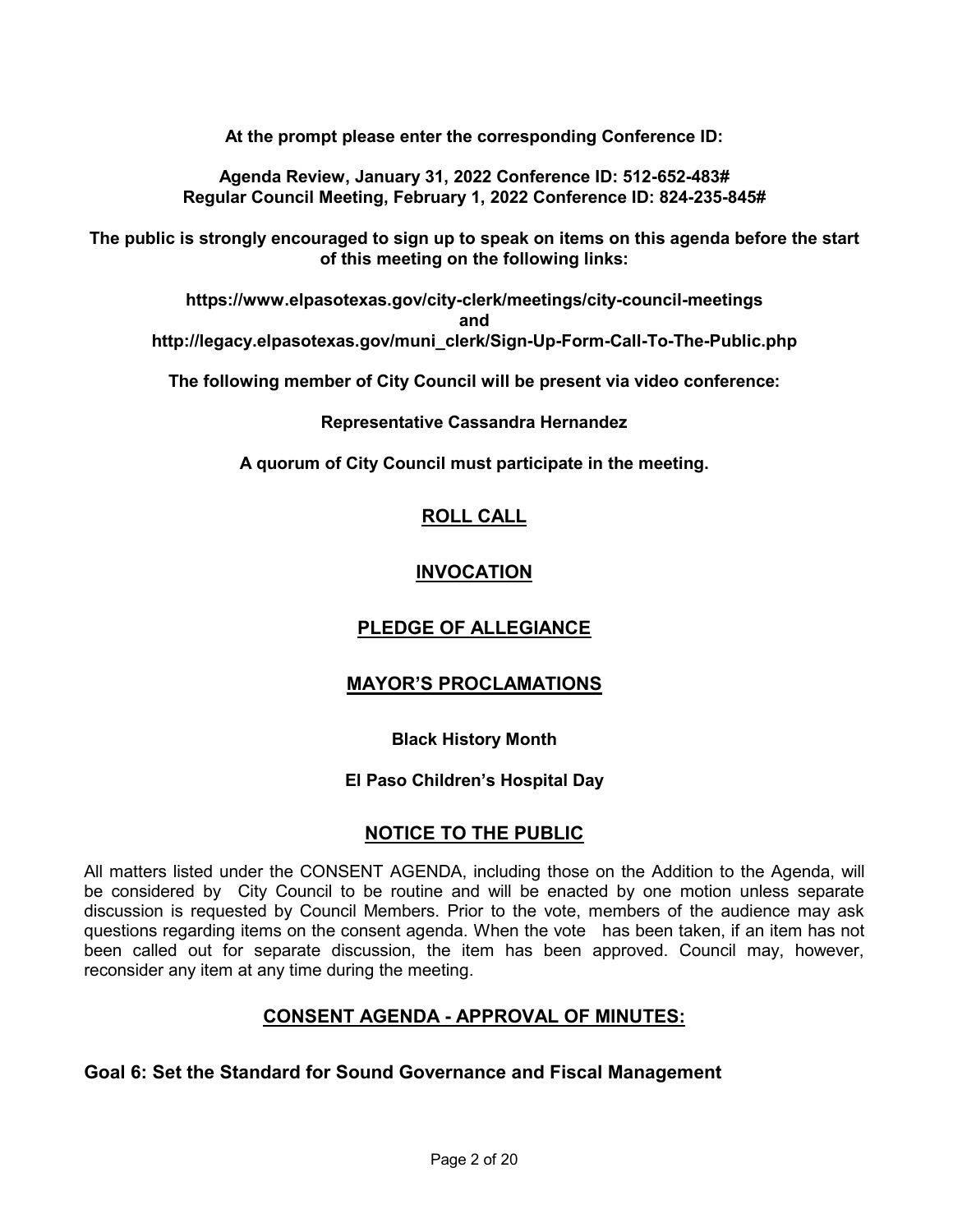**At the prompt please enter the corresponding Conference ID:**

**Agenda Review, January 31, 2022 Conference ID: 512-652-483#**
**Regular Council Meeting, February 1, 2022 Conference ID: 824-235-845#**

**The public is strongly encouraged to sign up to speak on items on this agenda before the start of this meeting on the following links:**

**https://www.elpasotexas.gov/city-clerk/meetings/city-council-meetings**
**and**
**http://legacy.elpasotexas.gov/muni_clerk/Sign-Up-Form-Call-To-The-Public.php**

**The following member of City Council will be present via video conference:**

**Representative Cassandra Hernandez**

**A quorum of City Council must participate in the meeting.**

## ROLL CALL

## INVOCATION

## PLEDGE OF ALLEGIANCE

## MAYOR'S PROCLAMATIONS

**Black History Month**

**El Paso Children's Hospital Day**

## NOTICE TO THE PUBLIC

All matters listed under the CONSENT AGENDA, including those on the Addition to the Agenda, will be considered by City Council to be routine and will be enacted by one motion unless separate discussion is requested by Council Members. Prior to the vote, members of the audience may ask questions regarding items on the consent agenda. When the vote has been taken, if an item has not been called out for separate discussion, the item has been approved. Council may, however, reconsider any item at any time during the meeting.

## CONSENT AGENDA - APPROVAL OF MINUTES:

### Goal 6: Set the Standard for Sound Governance and Fiscal Management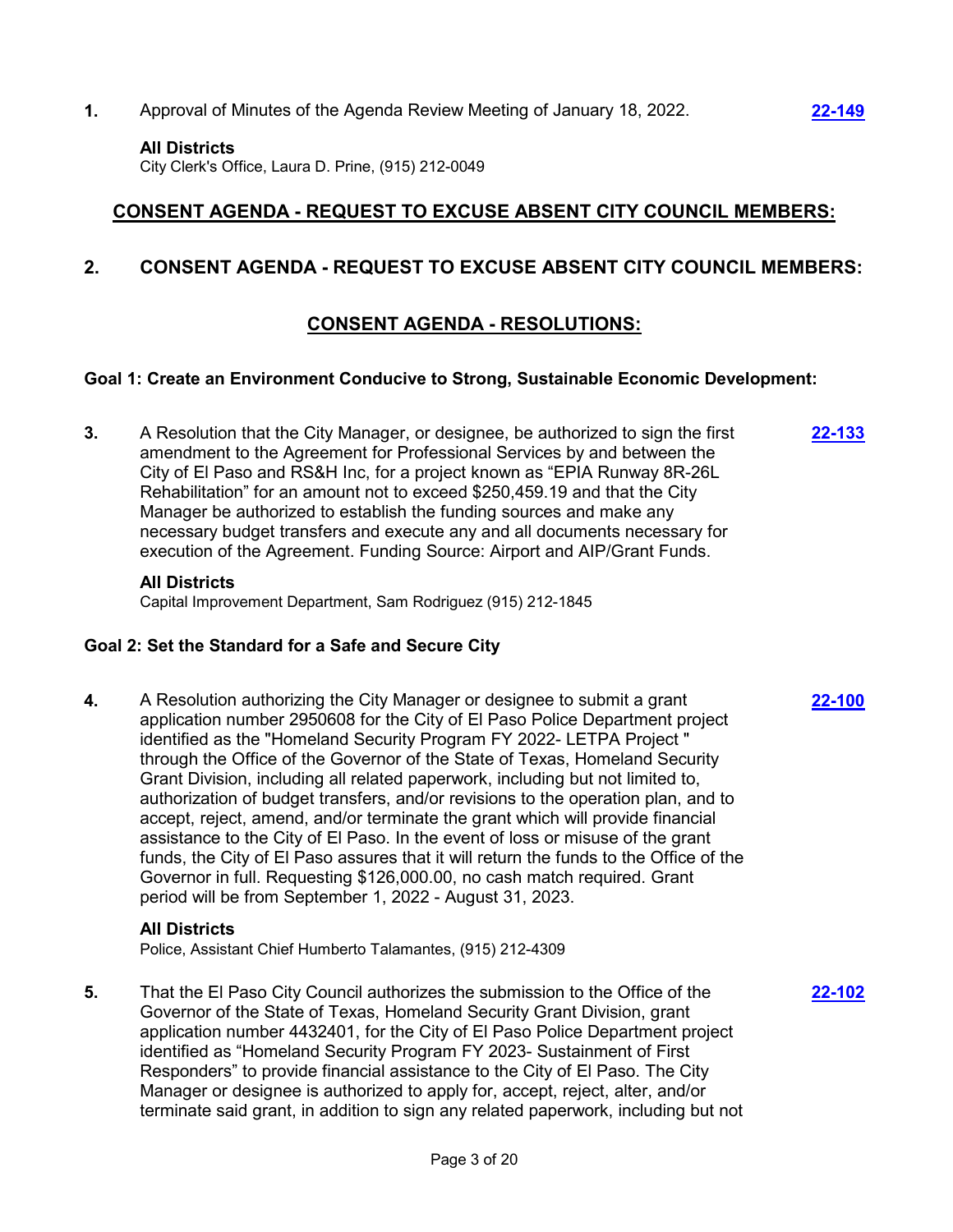**1.** Approval of Minutes of the Agenda Review Meeting of January 18, 2022. **22-149**

**All Districts**
City Clerk's Office, Laura D. Prine, (915) 212-0049

## CONSENT AGENDA - REQUEST TO EXCUSE ABSENT CITY COUNCIL MEMBERS:

## 2. CONSENT AGENDA - REQUEST TO EXCUSE ABSENT CITY COUNCIL MEMBERS:

## CONSENT AGENDA - RESOLUTIONS:

### Goal 1: Create an Environment Conducive to Strong, Sustainable Economic Development:

**3.** A Resolution that the City Manager, or designee, be authorized to sign the first amendment to the Agreement for Professional Services by and between the City of El Paso and RS&H Inc, for a project known as "EPIA Runway 8R-26L Rehabilitation" for an amount not to exceed $250,459.19 and that the City Manager be authorized to establish the funding sources and make any necessary budget transfers and execute any and all documents necessary for execution of the Agreement. Funding Source: Airport and AIP/Grant Funds. **22-133**

**All Districts**
Capital Improvement Department, Sam Rodriguez (915) 212-1845

### Goal 2: Set the Standard for a Safe and Secure City

**4.** A Resolution authorizing the City Manager or designee to submit a grant application number 2950608 for the City of El Paso Police Department project identified as the "Homeland Security Program FY 2022- LETPA Project " through the Office of the Governor of the State of Texas, Homeland Security Grant Division, including all related paperwork, including but not limited to, authorization of budget transfers, and/or revisions to the operation plan, and to accept, reject, amend, and/or terminate the grant which will provide financial assistance to the City of El Paso. In the event of loss or misuse of the grant funds, the City of El Paso assures that it will return the funds to the Office of the Governor in full. Requesting $126,000.00, no cash match required. Grant period will be from September 1, 2022 - August 31, 2023. **22-100**

**All Districts**
Police, Assistant Chief Humberto Talamantes, (915) 212-4309

**5.** That the El Paso City Council authorizes the submission to the Office of the Governor of the State of Texas, Homeland Security Grant Division, grant application number 4432401, for the City of El Paso Police Department project identified as "Homeland Security Program FY 2023- Sustainment of First Responders" to provide financial assistance to the City of El Paso. The City Manager or designee is authorized to apply for, accept, reject, alter, and/or terminate said grant, in addition to sign any related paperwork, including but not **22-102**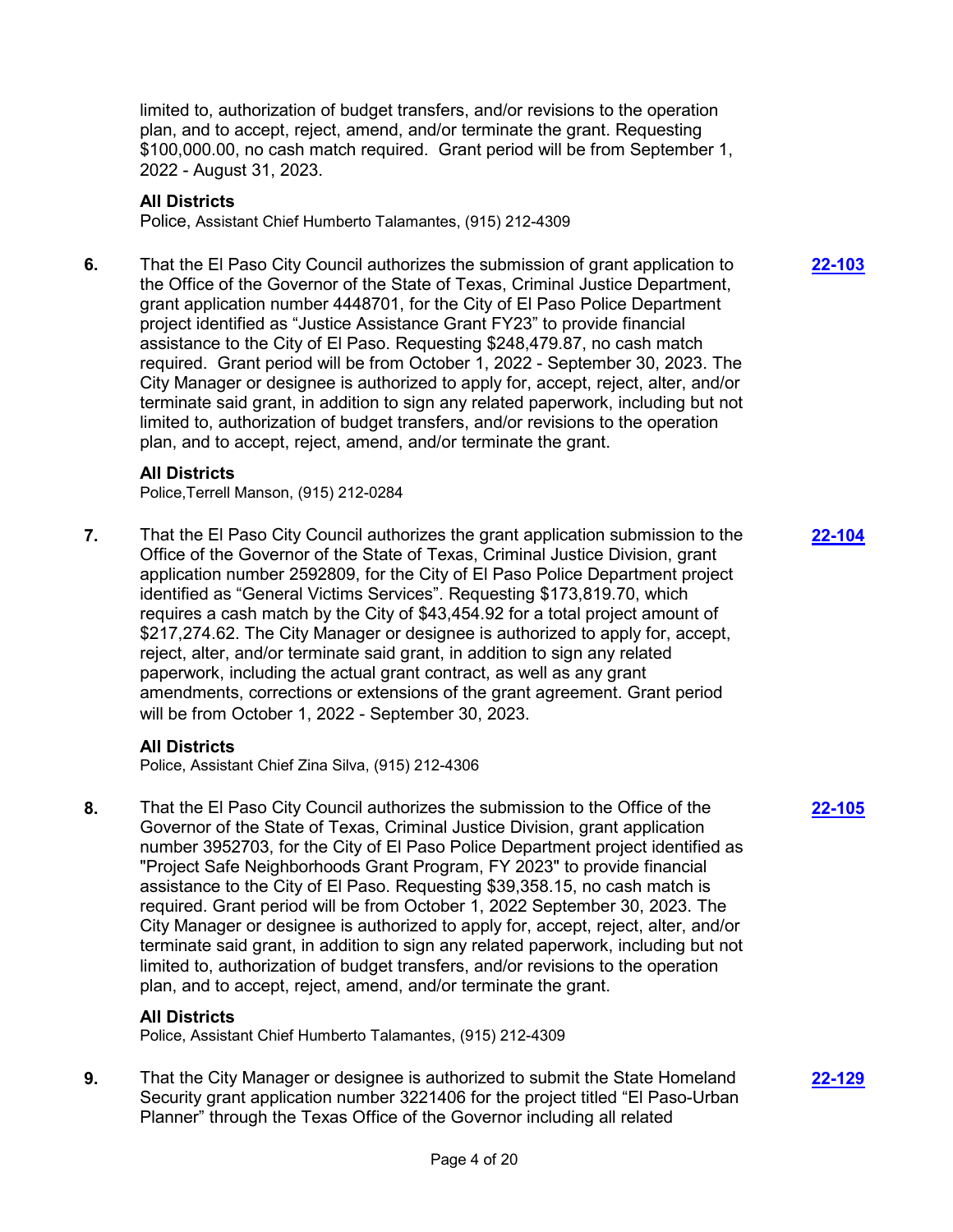limited to, authorization of budget transfers, and/or revisions to the operation plan, and to accept, reject, amend, and/or terminate the grant. Requesting $100,000.00, no cash match required. Grant period will be from September 1, 2022 - August 31, 2023.

**All Districts**
Police, Assistant Chief Humberto Talamantes, (915) 212-4309

**6.** That the El Paso City Council authorizes the submission of grant application to the Office of the Governor of the State of Texas, Criminal Justice Department, grant application number 4448701, for the City of El Paso Police Department project identified as "Justice Assistance Grant FY23" to provide financial assistance to the City of El Paso. Requesting $248,479.87, no cash match required. Grant period will be from October 1, 2022 - September 30, 2023. The City Manager or designee is authorized to apply for, accept, reject, alter, and/or terminate said grant, in addition to sign any related paperwork, including but not limited to, authorization of budget transfers, and/or revisions to the operation plan, and to accept, reject, amend, and/or terminate the grant. **22-103**

**All Districts**
Police,Terrell Manson, (915) 212-0284

**7.** That the El Paso City Council authorizes the grant application submission to the Office of the Governor of the State of Texas, Criminal Justice Division, grant application number 2592809, for the City of El Paso Police Department project identified as "General Victims Services". Requesting $173,819.70, which requires a cash match by the City of $43,454.92 for a total project amount of $217,274.62. The City Manager or designee is authorized to apply for, accept, reject, alter, and/or terminate said grant, in addition to sign any related paperwork, including the actual grant contract, as well as any grant amendments, corrections or extensions of the grant agreement. Grant period will be from October 1, 2022 - September 30, 2023. **22-104**

**All Districts**
Police, Assistant Chief Zina Silva, (915) 212-4306

**8.** That the El Paso City Council authorizes the submission to the Office of the Governor of the State of Texas, Criminal Justice Division, grant application number 3952703, for the City of El Paso Police Department project identified as "Project Safe Neighborhoods Grant Program, FY 2023" to provide financial assistance to the City of El Paso. Requesting $39,358.15, no cash match is required. Grant period will be from October 1, 2022 September 30, 2023. The City Manager or designee is authorized to apply for, accept, reject, alter, and/or terminate said grant, in addition to sign any related paperwork, including but not limited to, authorization of budget transfers, and/or revisions to the operation plan, and to accept, reject, amend, and/or terminate the grant. **22-105**

**All Districts**
Police, Assistant Chief Humberto Talamantes, (915) 212-4309

**9.** That the City Manager or designee is authorized to submit the State Homeland Security grant application number 3221406 for the project titled "El Paso-Urban Planner" through the Texas Office of the Governor including all related **22-129**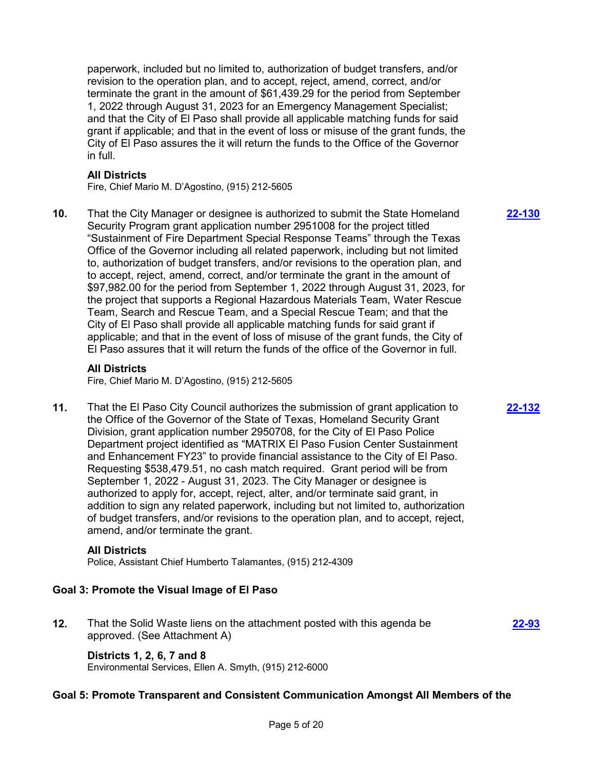paperwork, included but no limited to, authorization of budget transfers, and/or revision to the operation plan, and to accept, reject, amend, correct, and/or terminate the grant in the amount of $61,439.29 for the period from September 1, 2022 through August 31, 2023 for an Emergency Management Specialist; and that the City of El Paso shall provide all applicable matching funds for said grant if applicable; and that in the event of loss or misuse of the grant funds, the City of El Paso assures the it will return the funds to the Office of the Governor in full.

**All Districts**
Fire, Chief Mario M. D'Agostino, (915) 212-5605

**10.** That the City Manager or designee is authorized to submit the State Homeland Security Program grant application number 2951008 for the project titled "Sustainment of Fire Department Special Response Teams" through the Texas Office of the Governor including all related paperwork, including but not limited to, authorization of budget transfers, and/or revisions to the operation plan, and to accept, reject, amend, correct, and/or terminate the grant in the amount of $97,982.00 for the period from September 1, 2022 through August 31, 2023, for the project that supports a Regional Hazardous Materials Team, Water Rescue Team, Search and Rescue Team, and a Special Rescue Team; and that the City of El Paso shall provide all applicable matching funds for said grant if applicable; and that in the event of loss of misuse of the grant funds, the City of El Paso assures that it will return the funds of the office of the Governor in full. **22-130**

**All Districts**
Fire, Chief Mario M. D'Agostino, (915) 212-5605

**11.** That the El Paso City Council authorizes the submission of grant application to the Office of the Governor of the State of Texas, Homeland Security Grant Division, grant application number 2950708, for the City of El Paso Police Department project identified as "MATRIX El Paso Fusion Center Sustainment and Enhancement FY23" to provide financial assistance to the City of El Paso. Requesting $538,479.51, no cash match required. Grant period will be from September 1, 2022 - August 31, 2023. The City Manager or designee is authorized to apply for, accept, reject, alter, and/or terminate said grant, in addition to sign any related paperwork, including but not limited to, authorization of budget transfers, and/or revisions to the operation plan, and to accept, reject, amend, and/or terminate the grant. **22-132**

**All Districts**
Police, Assistant Chief Humberto Talamantes, (915) 212-4309

### Goal 3: Promote the Visual Image of El Paso

**12.** That the Solid Waste liens on the attachment posted with this agenda be approved. (See Attachment A) **22-93**

**Districts 1, 2, 6, 7 and 8**
Environmental Services, Ellen A. Smyth, (915) 212-6000

### Goal 5: Promote Transparent and Consistent Communication Amongst All Members of the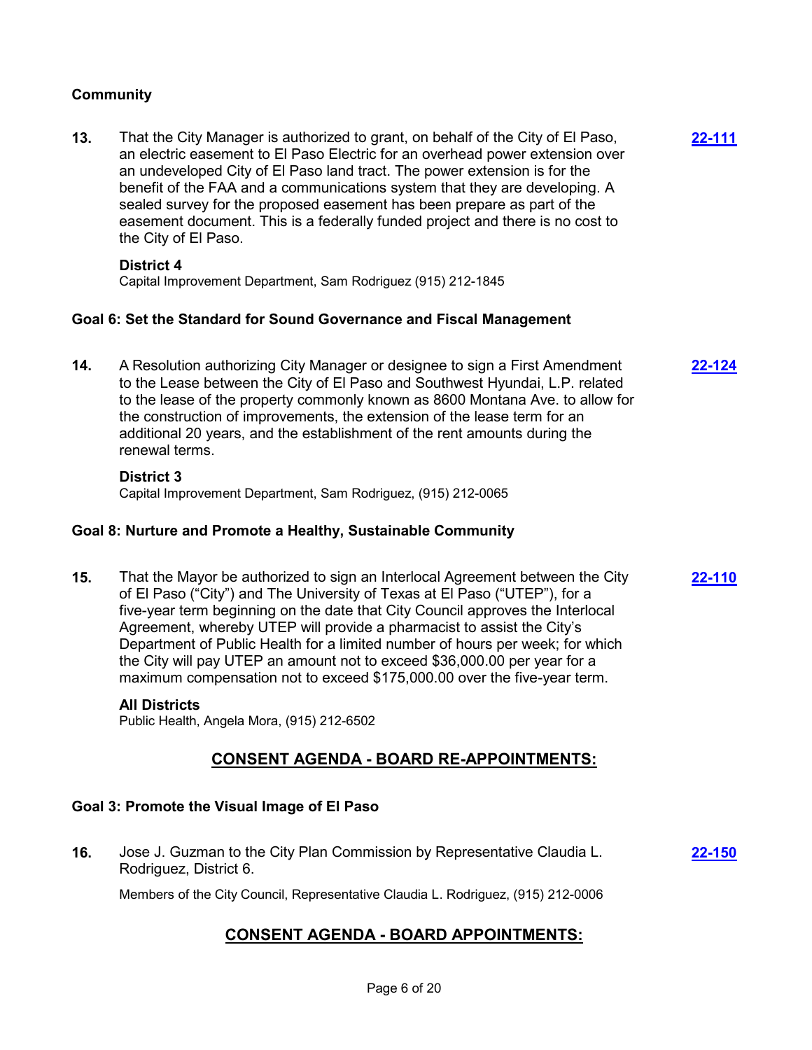**Community**

**13.** That the City Manager is authorized to grant, on behalf of the City of El Paso, an electric easement to El Paso Electric for an overhead power extension over an undeveloped City of El Paso land tract. The power extension is for the benefit of the FAA and a communications system that they are developing. A sealed survey for the proposed easement has been prepare as part of the easement document. This is a federally funded project and there is no cost to the City of El Paso. **22-111**

**District 4**

Capital Improvement Department, Sam Rodriguez (915) 212-1845

**Goal 6: Set the Standard for Sound Governance and Fiscal Management**

**14.** A Resolution authorizing City Manager or designee to sign a First Amendment to the Lease between the City of El Paso and Southwest Hyundai, L.P. related to the lease of the property commonly known as 8600 Montana Ave. to allow for the construction of improvements, the extension of the lease term for an additional 20 years, and the establishment of the rent amounts during the renewal terms. **22-124**

**District 3**

Capital Improvement Department, Sam Rodriguez, (915) 212-0065

**Goal 8: Nurture and Promote a Healthy, Sustainable Community**

**15.** That the Mayor be authorized to sign an Interlocal Agreement between the City of El Paso ("City") and The University of Texas at El Paso ("UTEP"), for a five-year term beginning on the date that City Council approves the Interlocal Agreement, whereby UTEP will provide a pharmacist to assist the City's Department of Public Health for a limited number of hours per week; for which the City will pay UTEP an amount not to exceed $36,000.00 per year for a maximum compensation not to exceed $175,000.00 over the five-year term. **22-110**

**All Districts**

Public Health, Angela Mora, (915) 212-6502

## CONSENT AGENDA - BOARD RE-APPOINTMENTS:

**Goal 3: Promote the Visual Image of El Paso**

**16.** Jose J. Guzman to the City Plan Commission by Representative Claudia L. Rodriguez, District 6. **22-150**

Members of the City Council, Representative Claudia L. Rodriguez, (915) 212-0006

## CONSENT AGENDA - BOARD APPOINTMENTS: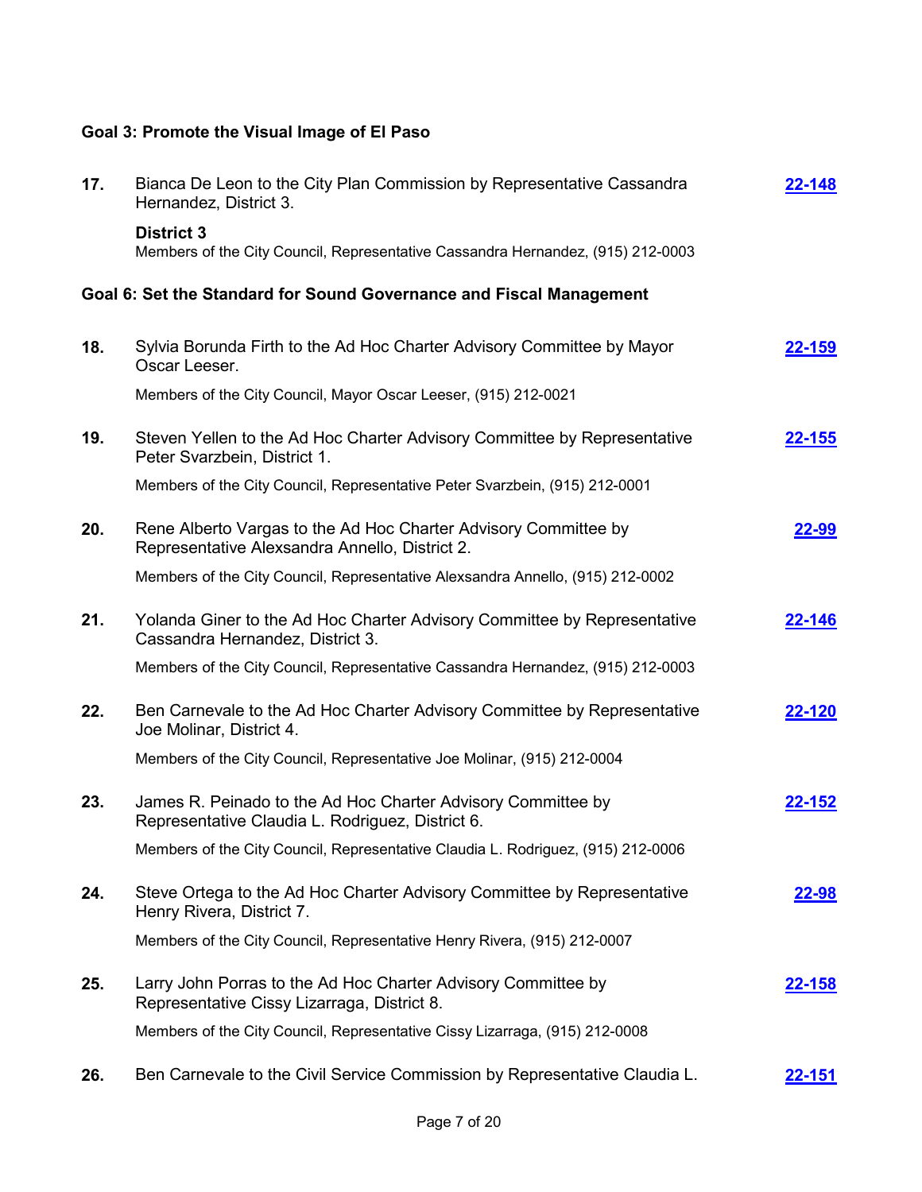**Goal 3: Promote the Visual Image of El Paso**

**17.** Bianca De Leon to the City Plan Commission by Representative Cassandra Hernandez, District 3. **22-148**

**District 3**
Members of the City Council, Representative Cassandra Hernandez, (915) 212-0003

**Goal 6: Set the Standard for Sound Governance and Fiscal Management**

**18.** Sylvia Borunda Firth to the Ad Hoc Charter Advisory Committee by Mayor Oscar Leeser. **22-159**

Members of the City Council, Mayor Oscar Leeser, (915) 212-0021

**19.** Steven Yellen to the Ad Hoc Charter Advisory Committee by Representative Peter Svarzbein, District 1. **22-155**

Members of the City Council, Representative Peter Svarzbein, (915) 212-0001

**20.** Rene Alberto Vargas to the Ad Hoc Charter Advisory Committee by Representative Alexsandra Annello, District 2. **22-99**

Members of the City Council, Representative Alexsandra Annello, (915) 212-0002

**21.** Yolanda Giner to the Ad Hoc Charter Advisory Committee by Representative Cassandra Hernandez, District 3. **22-146**

Members of the City Council, Representative Cassandra Hernandez, (915) 212-0003

**22.** Ben Carnevale to the Ad Hoc Charter Advisory Committee by Representative Joe Molinar, District 4. **22-120**

Members of the City Council, Representative Joe Molinar, (915) 212-0004

**23.** James R. Peinado to the Ad Hoc Charter Advisory Committee by Representative Claudia L. Rodriguez, District 6. **22-152**

Members of the City Council, Representative Claudia L. Rodriguez, (915) 212-0006

**24.** Steve Ortega to the Ad Hoc Charter Advisory Committee by Representative Henry Rivera, District 7. **22-98**

Members of the City Council, Representative Henry Rivera, (915) 212-0007

**25.** Larry John Porras to the Ad Hoc Charter Advisory Committee by Representative Cissy Lizarraga, District 8. **22-158**

Members of the City Council, Representative Cissy Lizarraga, (915) 212-0008

**26.** Ben Carnevale to the Civil Service Commission by Representative Claudia L. **22-151**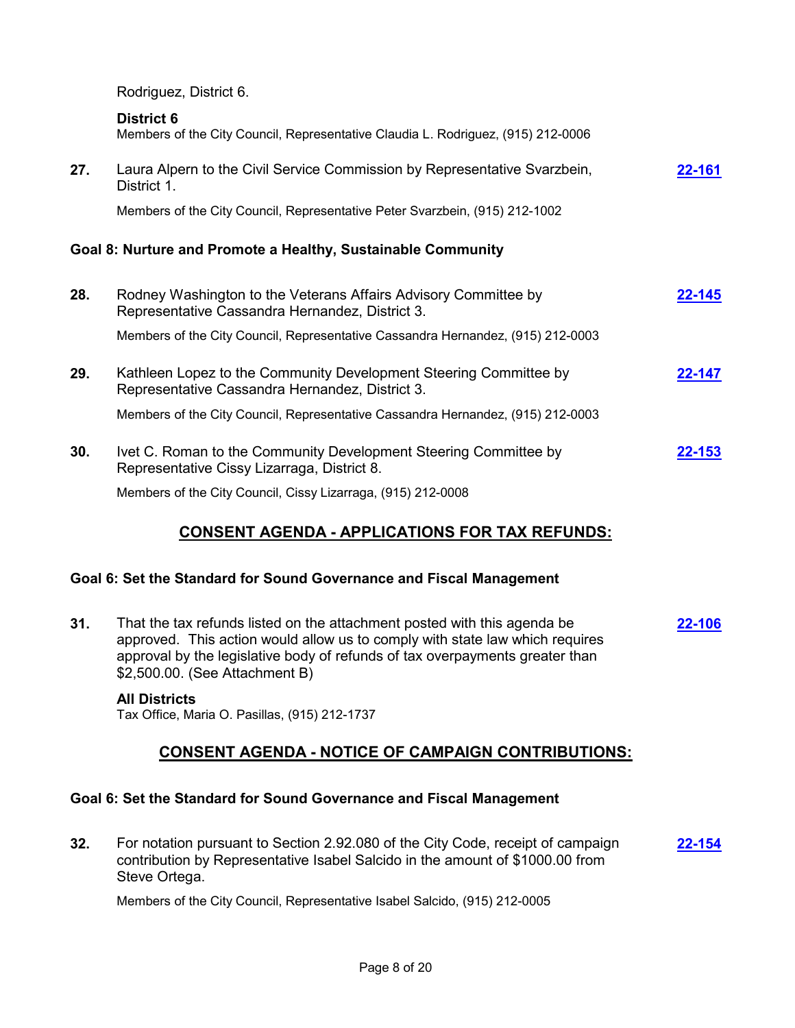Rodriguez, District 6.

**District 6**
Members of the City Council, Representative Claudia L. Rodriguez, (915) 212-0006

**27.** Laura Alpern to the Civil Service Commission by Representative Svarzbein, District 1. **22-161**

Members of the City Council, Representative Peter Svarzbein, (915) 212-1002

### Goal 8: Nurture and Promote a Healthy, Sustainable Community

**28.** Rodney Washington to the Veterans Affairs Advisory Committee by Representative Cassandra Hernandez, District 3. **22-145**

Members of the City Council, Representative Cassandra Hernandez, (915) 212-0003

**29.** Kathleen Lopez to the Community Development Steering Committee by Representative Cassandra Hernandez, District 3. **22-147**

Members of the City Council, Representative Cassandra Hernandez, (915) 212-0003

**30.** Ivet C. Roman to the Community Development Steering Committee by Representative Cissy Lizarraga, District 8. **22-153**

Members of the City Council, Cissy Lizarraga, (915) 212-0008

## CONSENT AGENDA - APPLICATIONS FOR TAX REFUNDS:

### Goal 6: Set the Standard for Sound Governance and Fiscal Management

**31.** That the tax refunds listed on the attachment posted with this agenda be approved. This action would allow us to comply with state law which requires approval by the legislative body of refunds of tax overpayments greater than $2,500.00. (See Attachment B) **22-106**

**All Districts**
Tax Office, Maria O. Pasillas, (915) 212-1737

## CONSENT AGENDA - NOTICE OF CAMPAIGN CONTRIBUTIONS:

### Goal 6: Set the Standard for Sound Governance and Fiscal Management

**32.** For notation pursuant to Section 2.92.080 of the City Code, receipt of campaign contribution by Representative Isabel Salcido in the amount of $1000.00 from Steve Ortega. **22-154**

Members of the City Council, Representative Isabel Salcido, (915) 212-0005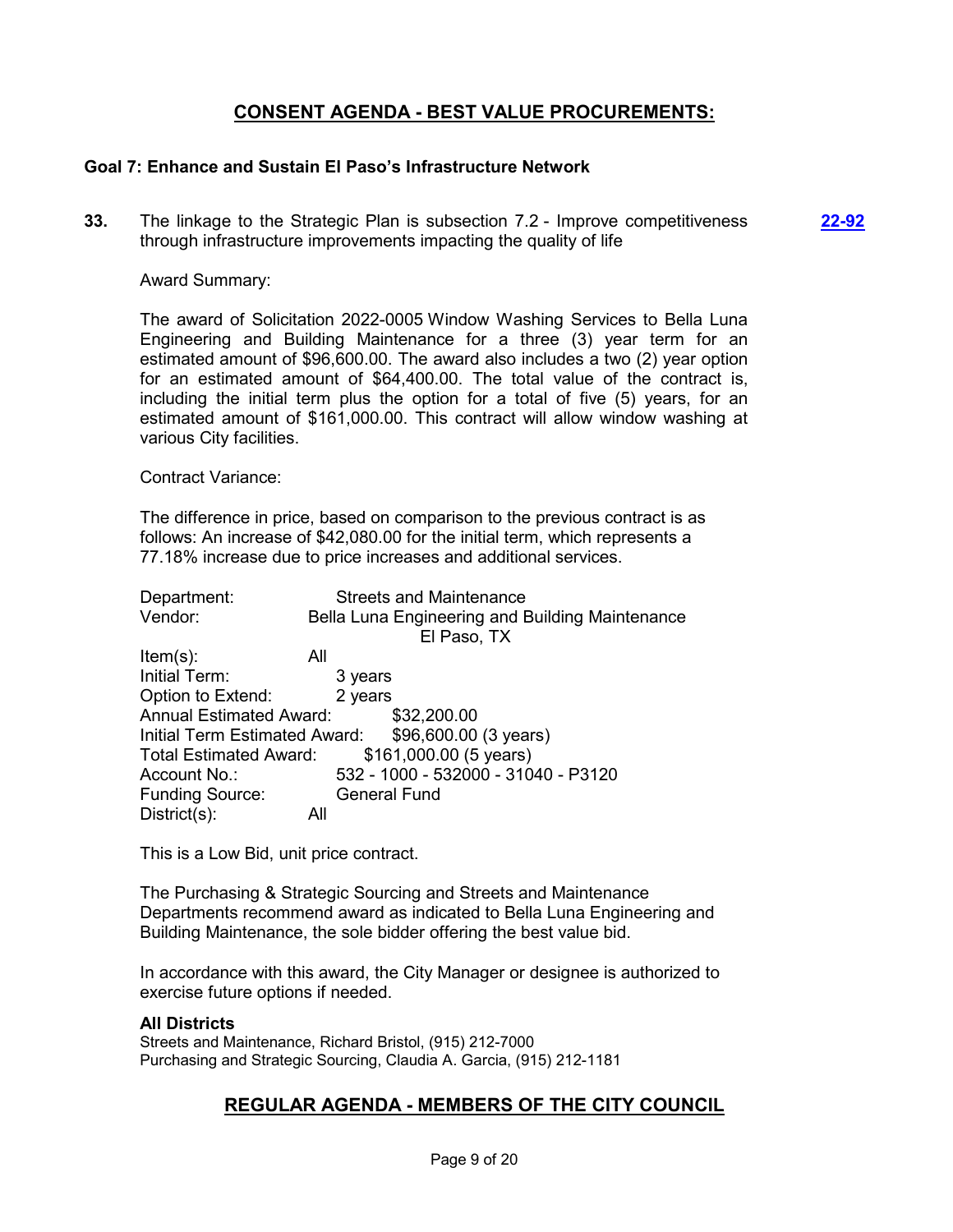## CONSENT AGENDA - BEST VALUE PROCUREMENTS:

### Goal 7: Enhance and Sustain El Paso's Infrastructure Network

**33.** The linkage to the Strategic Plan is subsection 7.2 - Improve competitiveness through infrastructure improvements impacting the quality of life **22-92**

Award Summary:

The award of Solicitation 2022-0005 Window Washing Services to Bella Luna Engineering and Building Maintenance for a three (3) year term for an estimated amount of $96,600.00. The award also includes a two (2) year option for an estimated amount of $64,400.00. The total value of the contract is, including the initial term plus the option for a total of five (5) years, for an estimated amount of $161,000.00. This contract will allow window washing at various City facilities.

Contract Variance:

The difference in price, based on comparison to the previous contract is as follows: An increase of $42,080.00 for the initial term, which represents a 77.18% increase due to price increases and additional services.

Department: Streets and Maintenance
Vendor: Bella Luna Engineering and Building Maintenance
El Paso, TX
Item(s): All
Initial Term: 3 years
Option to Extend: 2 years
Annual Estimated Award: $32,200.00
Initial Term Estimated Award: $96,600.00 (3 years)
Total Estimated Award: $161,000.00 (5 years)
Account No.: 532 - 1000 - 532000 - 31040 - P3120
Funding Source: General Fund
District(s): All

This is a Low Bid, unit price contract.

The Purchasing & Strategic Sourcing and Streets and Maintenance Departments recommend award as indicated to Bella Luna Engineering and Building Maintenance, the sole bidder offering the best value bid.

In accordance with this award, the City Manager or designee is authorized to exercise future options if needed.

**All Districts**
Streets and Maintenance, Richard Bristol, (915) 212-7000
Purchasing and Strategic Sourcing, Claudia A. Garcia, (915) 212-1181

## REGULAR AGENDA - MEMBERS OF THE CITY COUNCIL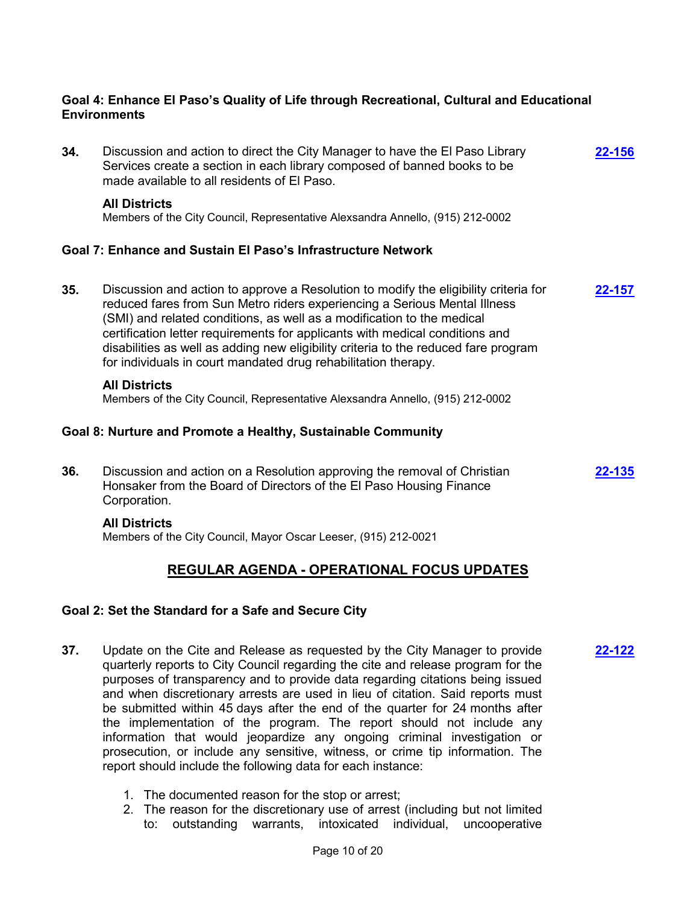**Goal 4: Enhance El Paso's Quality of Life through Recreational, Cultural and Educational Environments**

**34.** Discussion and action to direct the City Manager to have the El Paso Library Services create a section in each library composed of banned books to be made available to all residents of El Paso. **22-156**

**All Districts**
Members of the City Council, Representative Alexsandra Annello, (915) 212-0002

**Goal 7: Enhance and Sustain El Paso's Infrastructure Network**

**35.** Discussion and action to approve a Resolution to modify the eligibility criteria for reduced fares from Sun Metro riders experiencing a Serious Mental Illness (SMI) and related conditions, as well as a modification to the medical certification letter requirements for applicants with medical conditions and disabilities as well as adding new eligibility criteria to the reduced fare program for individuals in court mandated drug rehabilitation therapy. **22-157**

**All Districts**
Members of the City Council, Representative Alexsandra Annello, (915) 212-0002

**Goal 8: Nurture and Promote a Healthy, Sustainable Community**

**36.** Discussion and action on a Resolution approving the removal of Christian Honsaker from the Board of Directors of the El Paso Housing Finance Corporation. **22-135**

**All Districts**
Members of the City Council, Mayor Oscar Leeser, (915) 212-0021

## REGULAR AGENDA - OPERATIONAL FOCUS UPDATES

**Goal 2: Set the Standard for a Safe and Secure City**

**37.** Update on the Cite and Release as requested by the City Manager to provide quarterly reports to City Council regarding the cite and release program for the purposes of transparency and to provide data regarding citations being issued and when discretionary arrests are used in lieu of citation. Said reports must be submitted within 45 days after the end of the quarter for 24 months after the implementation of the program. The report should not include any information that would jeopardize any ongoing criminal investigation or prosecution, or include any sensitive, witness, or crime tip information. The report should include the following data for each instance: **22-122**

1. The documented reason for the stop or arrest;
2. The reason for the discretionary use of arrest (including but not limited to: outstanding warrants, intoxicated individual, uncooperative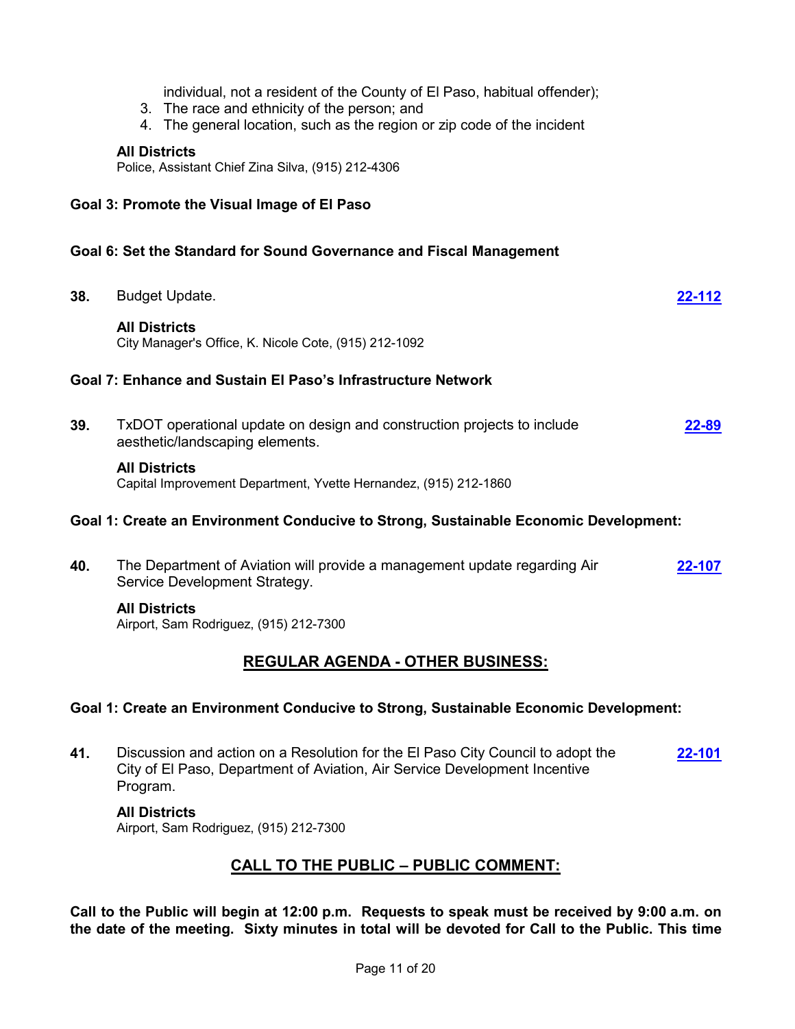individual, not a resident of the County of El Paso, habitual offender);

3. The race and ethnicity of the person; and
4. The general location, such as the region or zip code of the incident

**All Districts**
Police, Assistant Chief Zina Silva, (915) 212-4306

**Goal 3: Promote the Visual Image of El Paso**

**Goal 6: Set the Standard for Sound Governance and Fiscal Management**

**38.** Budget Update. **22-112**

**All Districts**
City Manager's Office, K. Nicole Cote, (915) 212-1092

**Goal 7: Enhance and Sustain El Paso's Infrastructure Network**

**39.** TxDOT operational update on design and construction projects to include aesthetic/landscaping elements. **22-89**

**All Districts**
Capital Improvement Department, Yvette Hernandez, (915) 212-1860

**Goal 1: Create an Environment Conducive to Strong, Sustainable Economic Development:**

**40.** The Department of Aviation will provide a management update regarding Air Service Development Strategy. **22-107**

**All Districts**
Airport, Sam Rodriguez, (915) 212-7300

## REGULAR AGENDA - OTHER BUSINESS:

**Goal 1: Create an Environment Conducive to Strong, Sustainable Economic Development:**

**41.** Discussion and action on a Resolution for the El Paso City Council to adopt the City of El Paso, Department of Aviation, Air Service Development Incentive Program. **22-101**

**All Districts**
Airport, Sam Rodriguez, (915) 212-7300

## CALL TO THE PUBLIC – PUBLIC COMMENT:

**Call to the Public will begin at 12:00 p.m. Requests to speak must be received by 9:00 a.m. on the date of the meeting. Sixty minutes in total will be devoted for Call to the Public. This time**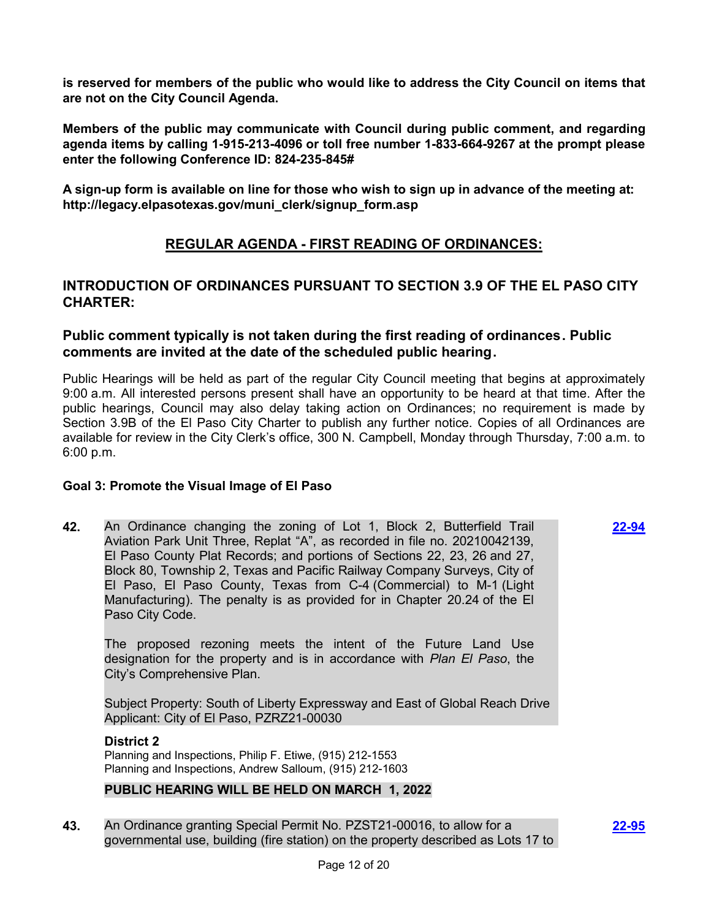**is reserved for members of the public who would like to address the City Council on items that are not on the City Council Agenda.**

**Members of the public may communicate with Council during public comment, and regarding agenda items by calling 1-915-213-4096 or toll free number 1-833-664-9267 at the prompt please enter the following Conference ID: 824-235-845#**

**A sign-up form is available on line for those who wish to sign up in advance of the meeting at: http://legacy.elpasotexas.gov/muni_clerk/signup_form.asp**

## REGULAR AGENDA - FIRST READING OF ORDINANCES:

## INTRODUCTION OF ORDINANCES PURSUANT TO SECTION 3.9 OF THE EL PASO CITY CHARTER:

### Public comment typically is not taken during the first reading of ordinances. Public comments are invited at the date of the scheduled public hearing.

Public Hearings will be held as part of the regular City Council meeting that begins at approximately 9:00 a.m. All interested persons present shall have an opportunity to be heard at that time. After the public hearings, Council may also delay taking action on Ordinances; no requirement is made by Section 3.9B of the El Paso City Charter to publish any further notice. Copies of all Ordinances are available for review in the City Clerk's office, 300 N. Campbell, Monday through Thursday, 7:00 a.m. to 6:00 p.m.

**Goal 3: Promote the Visual Image of El Paso**

**42.** An Ordinance changing the zoning of Lot 1, Block 2, Butterfield Trail Aviation Park Unit Three, Replat "A", as recorded in file no. 20210042139, El Paso County Plat Records; and portions of Sections 22, 23, 26 and 27, Block 80, Township 2, Texas and Pacific Railway Company Surveys, City of El Paso, El Paso County, Texas from C-4 (Commercial) to M-1 (Light Manufacturing). The penalty is as provided for in Chapter 20.24 of the El Paso City Code. **22-94**

The proposed rezoning meets the intent of the Future Land Use designation for the property and is in accordance with *Plan El Paso*, the City's Comprehensive Plan.

Subject Property: South of Liberty Expressway and East of Global Reach Drive
Applicant: City of El Paso, PZRZ21-00030

**District 2**
Planning and Inspections, Philip F. Etiwe, (915) 212-1553
Planning and Inspections, Andrew Salloum, (915) 212-1603

**PUBLIC HEARING WILL BE HELD ON MARCH 1, 2022**

**43.** An Ordinance granting Special Permit No. PZST21-00016, to allow for a governmental use, building (fire station) on the property described as Lots 17 to **22-95**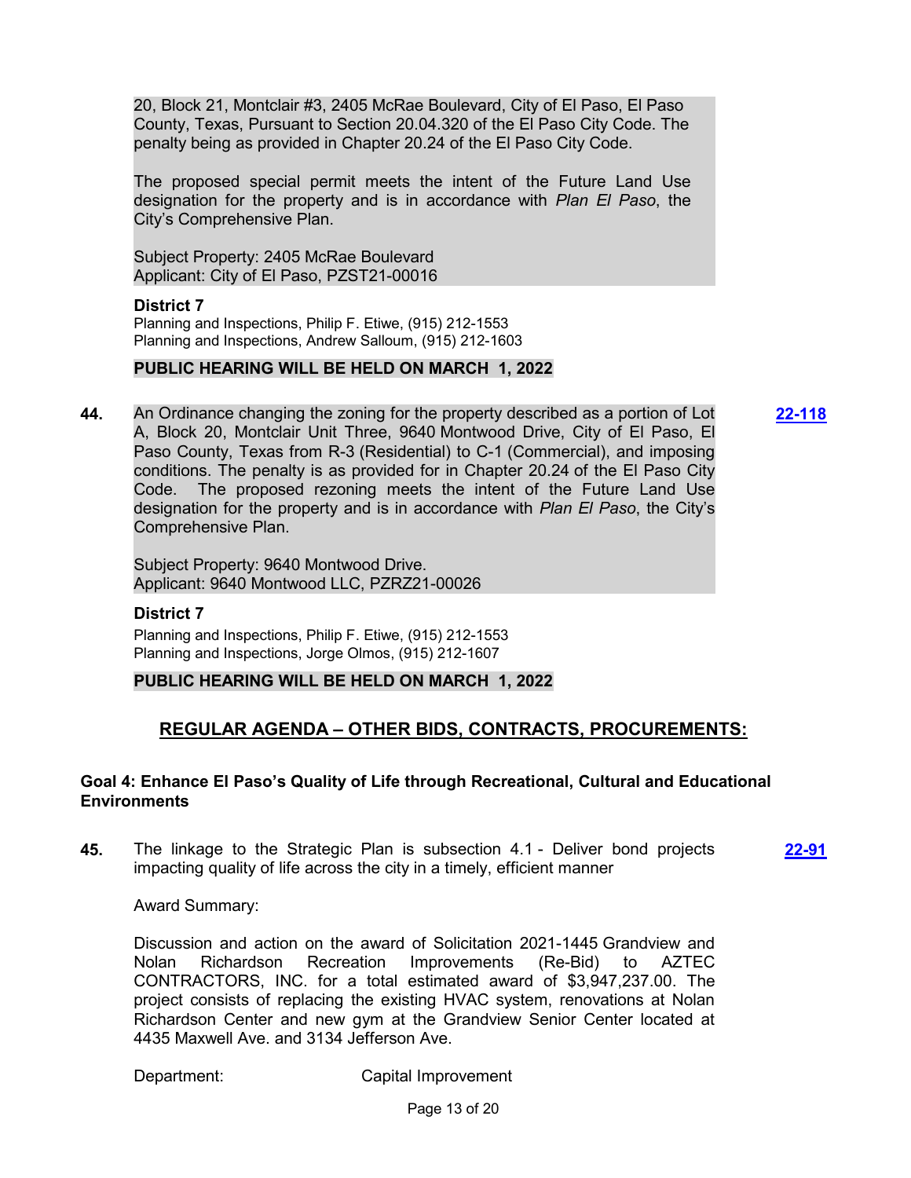20, Block 21, Montclair #3, 2405 McRae Boulevard, City of El Paso, El Paso County, Texas, Pursuant to Section 20.04.320 of the El Paso City Code. The penalty being as provided in Chapter 20.24 of the El Paso City Code.

The proposed special permit meets the intent of the Future Land Use designation for the property and is in accordance with *Plan El Paso*, the City's Comprehensive Plan.

Subject Property: 2405 McRae Boulevard
Applicant: City of El Paso, PZST21-00016

**District 7**
Planning and Inspections, Philip F. Etiwe, (915) 212-1553
Planning and Inspections, Andrew Salloum, (915) 212-1603

**PUBLIC HEARING WILL BE HELD ON MARCH 1, 2022**

**44.** An Ordinance changing the zoning for the property described as a portion of Lot A, Block 20, Montclair Unit Three, 9640 Montwood Drive, City of El Paso, El Paso County, Texas from R-3 (Residential) to C-1 (Commercial), and imposing conditions. The penalty is as provided for in Chapter 20.24 of the El Paso City Code. The proposed rezoning meets the intent of the Future Land Use designation for the property and is in accordance with *Plan El Paso*, the City's Comprehensive Plan. **22-118**

Subject Property: 9640 Montwood Drive.
Applicant: 9640 Montwood LLC, PZRZ21-00026

**District 7**
Planning and Inspections, Philip F. Etiwe, (915) 212-1553
Planning and Inspections, Jorge Olmos, (915) 212-1607

**PUBLIC HEARING WILL BE HELD ON MARCH 1, 2022**

## REGULAR AGENDA – OTHER BIDS, CONTRACTS, PROCUREMENTS:

### Goal 4: Enhance El Paso's Quality of Life through Recreational, Cultural and Educational Environments

**45.** The linkage to the Strategic Plan is subsection 4.1 - Deliver bond projects impacting quality of life across the city in a timely, efficient manner **22-91**

Award Summary:

Discussion and action on the award of Solicitation 2021-1445 Grandview and Nolan Richardson Recreation Improvements (Re-Bid) to AZTEC CONTRACTORS, INC. for a total estimated award of $3,947,237.00. The project consists of replacing the existing HVAC system, renovations at Nolan Richardson Center and new gym at the Grandview Senior Center located at 4435 Maxwell Ave. and 3134 Jefferson Ave.

Department: Capital Improvement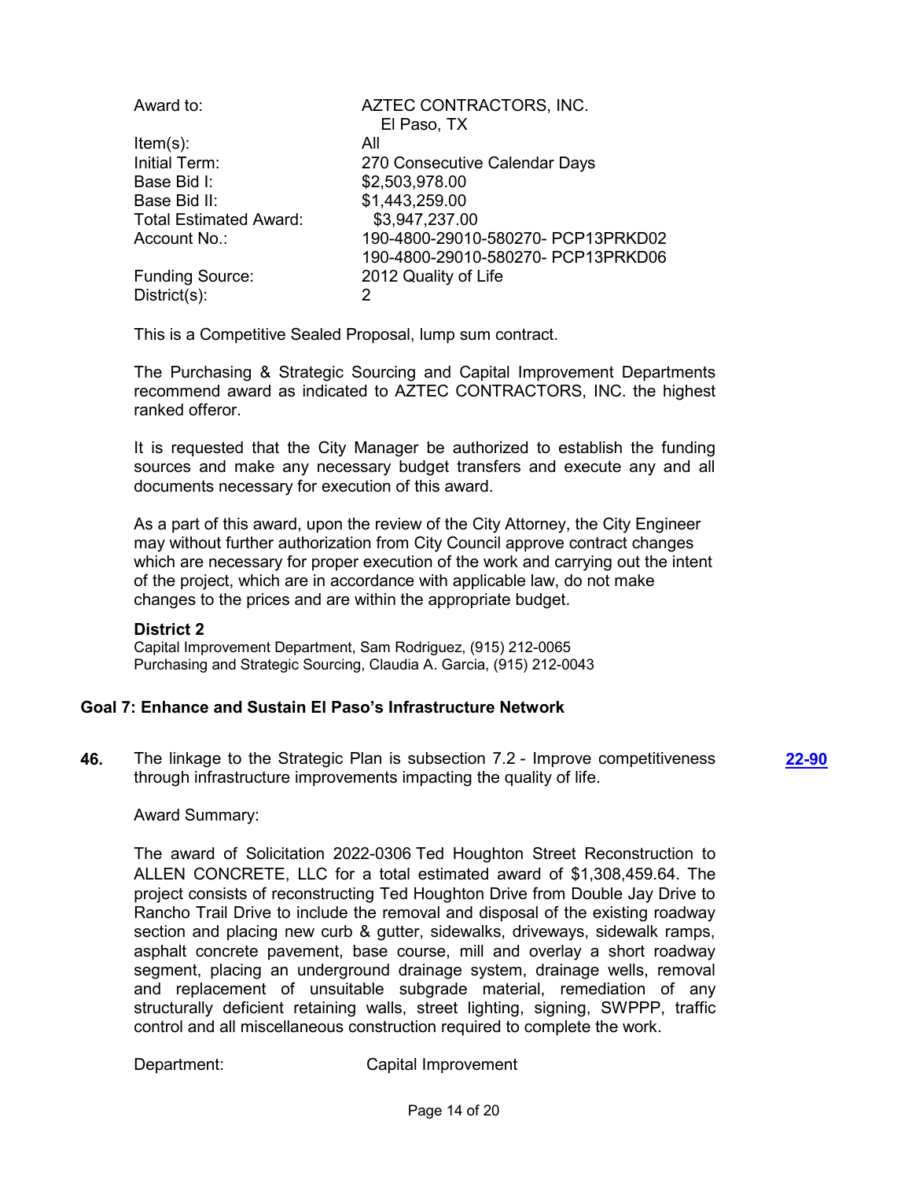| | |
|---|---|
| Award to: | AZTEC CONTRACTORS, INC.<br>El Paso, TX |
| Item(s): | All |
| Initial Term: | 270 Consecutive Calendar Days |
| Base Bid I: | $2,503,978.00 |
| Base Bid II: | $1,443,259.00 |
| Total Estimated Award: | $3,947,237.00 |
| Account No.: | 190-4800-29010-580270- PCP13PRKD02<br>190-4800-29010-580270- PCP13PRKD06 |
| Funding Source: | 2012 Quality of Life |
| District(s): | 2 |

This is a Competitive Sealed Proposal, lump sum contract.

The Purchasing & Strategic Sourcing and Capital Improvement Departments recommend award as indicated to AZTEC CONTRACTORS, INC. the highest ranked offeror.

It is requested that the City Manager be authorized to establish the funding sources and make any necessary budget transfers and execute any and all documents necessary for execution of this award.

As a part of this award, upon the review of the City Attorney, the City Engineer may without further authorization from City Council approve contract changes which are necessary for proper execution of the work and carrying out the intent of the project, which are in accordance with applicable law, do not make changes to the prices and are within the appropriate budget.

**District 2**
Capital Improvement Department, Sam Rodriguez, (915) 212-0065
Purchasing and Strategic Sourcing, Claudia A. Garcia, (915) 212-0043

### Goal 7: Enhance and Sustain El Paso's Infrastructure Network

**46.** The linkage to the Strategic Plan is subsection 7.2 - Improve competitiveness through infrastructure improvements impacting the quality of life. **22-90**

Award Summary:

The award of Solicitation 2022-0306 Ted Houghton Street Reconstruction to ALLEN CONCRETE, LLC for a total estimated award of $1,308,459.64. The project consists of reconstructing Ted Houghton Drive from Double Jay Drive to Rancho Trail Drive to include the removal and disposal of the existing roadway section and placing new curb & gutter, sidewalks, driveways, sidewalk ramps, asphalt concrete pavement, base course, mill and overlay a short roadway segment, placing an underground drainage system, drainage wells, removal and replacement of unsuitable subgrade material, remediation of any structurally deficient retaining walls, street lighting, signing, SWPPP, traffic control and all miscellaneous construction required to complete the work.

Department: Capital Improvement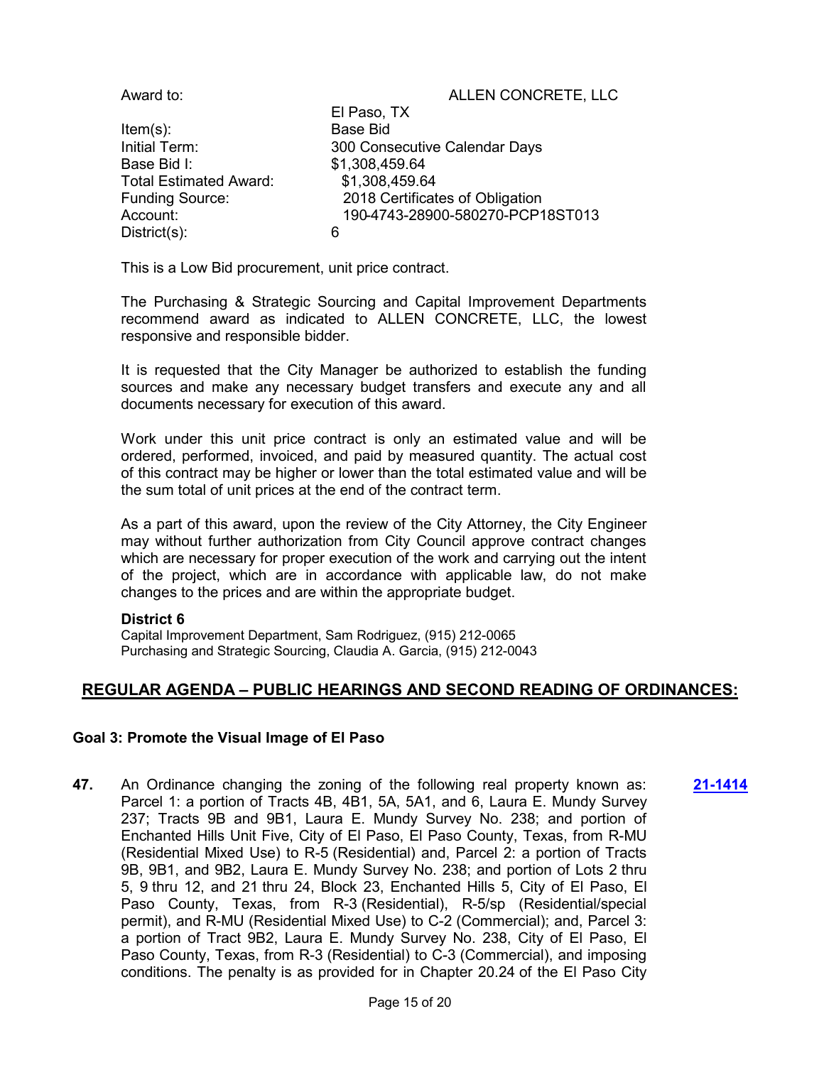| | |
|---|---|
| Award to: | ALLEN CONCRETE, LLC<br>El Paso, TX |
| Item(s): | Base Bid |
| Initial Term: | 300 Consecutive Calendar Days |
| Base Bid I: | $1,308,459.64 |
| Total Estimated Award: | $1,308,459.64 |
| Funding Source: | 2018 Certificates of Obligation |
| Account: | 190-4743-28900-580270-PCP18ST013 |
| District(s): | 6 |

This is a Low Bid procurement, unit price contract.

The Purchasing & Strategic Sourcing and Capital Improvement Departments recommend award as indicated to ALLEN CONCRETE, LLC, the lowest responsive and responsible bidder.

It is requested that the City Manager be authorized to establish the funding sources and make any necessary budget transfers and execute any and all documents necessary for execution of this award.

Work under this unit price contract is only an estimated value and will be ordered, performed, invoiced, and paid by measured quantity. The actual cost of this contract may be higher or lower than the total estimated value and will be the sum total of unit prices at the end of the contract term.

As a part of this award, upon the review of the City Attorney, the City Engineer may without further authorization from City Council approve contract changes which are necessary for proper execution of the work and carrying out the intent of the project, which are in accordance with applicable law, do not make changes to the prices and are within the appropriate budget.

**District 6**
Capital Improvement Department, Sam Rodriguez, (915) 212-0065
Purchasing and Strategic Sourcing, Claudia A. Garcia, (915) 212-0043

## REGULAR AGENDA – PUBLIC HEARINGS AND SECOND READING OF ORDINANCES:

### Goal 3: Promote the Visual Image of El Paso

**47.** An Ordinance changing the zoning of the following real property known as: Parcel 1: a portion of Tracts 4B, 4B1, 5A, 5A1, and 6, Laura E. Mundy Survey 237; Tracts 9B and 9B1, Laura E. Mundy Survey No. 238; and portion of Enchanted Hills Unit Five, City of El Paso, El Paso County, Texas, from R-MU (Residential Mixed Use) to R-5 (Residential) and, Parcel 2: a portion of Tracts 9B, 9B1, and 9B2, Laura E. Mundy Survey No. 238; and portion of Lots 2 thru 5, 9 thru 12, and 21 thru 24, Block 23, Enchanted Hills 5, City of El Paso, El Paso County, Texas, from R-3 (Residential), R-5/sp (Residential/special permit), and R-MU (Residential Mixed Use) to C-2 (Commercial); and, Parcel 3: a portion of Tract 9B2, Laura E. Mundy Survey No. 238, City of El Paso, El Paso County, Texas, from R-3 (Residential) to C-3 (Commercial), and imposing conditions. The penalty is as provided for in Chapter 20.24 of the El Paso City **21-1414**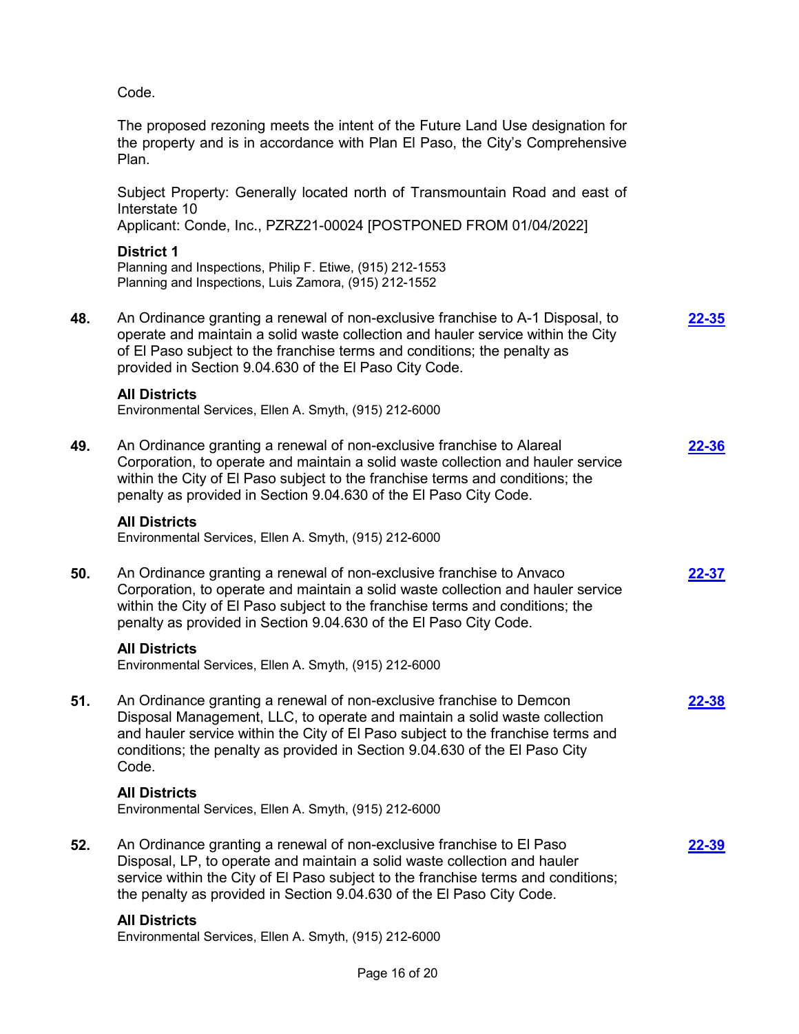Code.

The proposed rezoning meets the intent of the Future Land Use designation for the property and is in accordance with Plan El Paso, the City's Comprehensive Plan.

Subject Property: Generally located north of Transmountain Road and east of Interstate 10
Applicant: Conde, Inc., PZRZ21-00024 [POSTPONED FROM 01/04/2022]

**District 1**
Planning and Inspections, Philip F. Etiwe, (915) 212-1553
Planning and Inspections, Luis Zamora, (915) 212-1552

**48.** An Ordinance granting a renewal of non-exclusive franchise to A-1 Disposal, to operate and maintain a solid waste collection and hauler service within the City of El Paso subject to the franchise terms and conditions; the penalty as provided in Section 9.04.630 of the El Paso City Code. **22-35**

**All Districts**
Environmental Services, Ellen A. Smyth, (915) 212-6000

**49.** An Ordinance granting a renewal of non-exclusive franchise to Alareal Corporation, to operate and maintain a solid waste collection and hauler service within the City of El Paso subject to the franchise terms and conditions; the penalty as provided in Section 9.04.630 of the El Paso City Code. **22-36**

**All Districts**
Environmental Services, Ellen A. Smyth, (915) 212-6000

**50.** An Ordinance granting a renewal of non-exclusive franchise to Anvaco Corporation, to operate and maintain a solid waste collection and hauler service within the City of El Paso subject to the franchise terms and conditions; the penalty as provided in Section 9.04.630 of the El Paso City Code. **22-37**

**All Districts**
Environmental Services, Ellen A. Smyth, (915) 212-6000

**51.** An Ordinance granting a renewal of non-exclusive franchise to Demcon Disposal Management, LLC, to operate and maintain a solid waste collection and hauler service within the City of El Paso subject to the franchise terms and conditions; the penalty as provided in Section 9.04.630 of the El Paso City Code. **22-38**

**All Districts**
Environmental Services, Ellen A. Smyth, (915) 212-6000

**52.** An Ordinance granting a renewal of non-exclusive franchise to El Paso Disposal, LP, to operate and maintain a solid waste collection and hauler service within the City of El Paso subject to the franchise terms and conditions; the penalty as provided in Section 9.04.630 of the El Paso City Code. **22-39**

**All Districts**
Environmental Services, Ellen A. Smyth, (915) 212-6000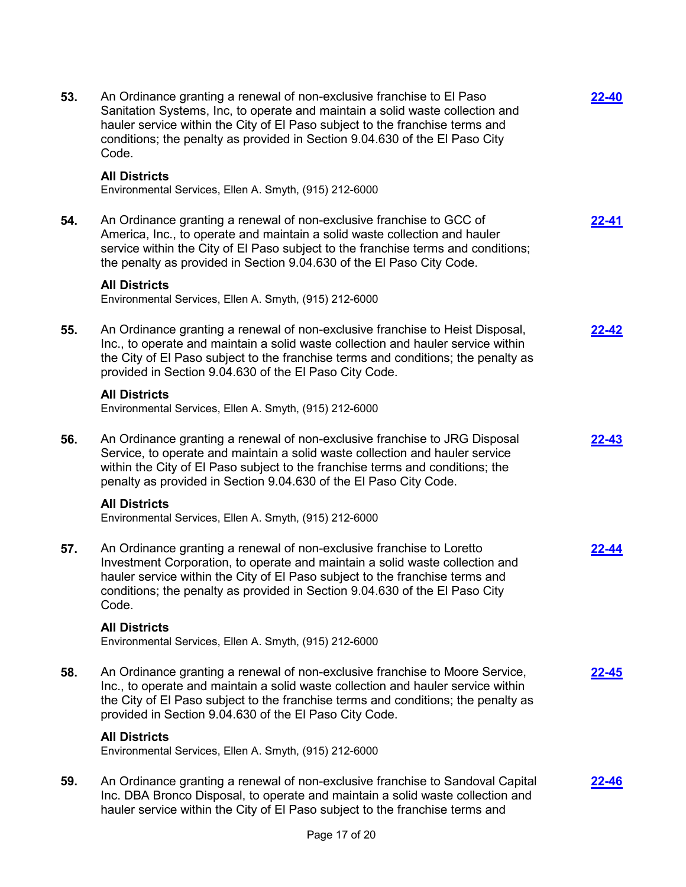53. An Ordinance granting a renewal of non-exclusive franchise to El Paso Sanitation Systems, Inc, to operate and maintain a solid waste collection and hauler service within the City of El Paso subject to the franchise terms and conditions; the penalty as provided in Section 9.04.630 of the El Paso City Code. **22-40**

    **All Districts**
    Environmental Services, Ellen A. Smyth, (915) 212-6000

54. An Ordinance granting a renewal of non-exclusive franchise to GCC of America, Inc., to operate and maintain a solid waste collection and hauler service within the City of El Paso subject to the franchise terms and conditions; the penalty as provided in Section 9.04.630 of the El Paso City Code. **22-41**

    **All Districts**
    Environmental Services, Ellen A. Smyth, (915) 212-6000

55. An Ordinance granting a renewal of non-exclusive franchise to Heist Disposal, Inc., to operate and maintain a solid waste collection and hauler service within the City of El Paso subject to the franchise terms and conditions; the penalty as provided in Section 9.04.630 of the El Paso City Code. **22-42**

    **All Districts**
    Environmental Services, Ellen A. Smyth, (915) 212-6000

56. An Ordinance granting a renewal of non-exclusive franchise to JRG Disposal Service, to operate and maintain a solid waste collection and hauler service within the City of El Paso subject to the franchise terms and conditions; the penalty as provided in Section 9.04.630 of the El Paso City Code. **22-43**

    **All Districts**
    Environmental Services, Ellen A. Smyth, (915) 212-6000

57. An Ordinance granting a renewal of non-exclusive franchise to Loretto Investment Corporation, to operate and maintain a solid waste collection and hauler service within the City of El Paso subject to the franchise terms and conditions; the penalty as provided in Section 9.04.630 of the El Paso City Code. **22-44**

    **All Districts**
    Environmental Services, Ellen A. Smyth, (915) 212-6000

58. An Ordinance granting a renewal of non-exclusive franchise to Moore Service, Inc., to operate and maintain a solid waste collection and hauler service within the City of El Paso subject to the franchise terms and conditions; the penalty as provided in Section 9.04.630 of the El Paso City Code. **22-45**

    **All Districts**
    Environmental Services, Ellen A. Smyth, (915) 212-6000

59. An Ordinance granting a renewal of non-exclusive franchise to Sandoval Capital Inc. DBA Bronco Disposal, to operate and maintain a solid waste collection and hauler service within the City of El Paso subject to the franchise terms and **22-46**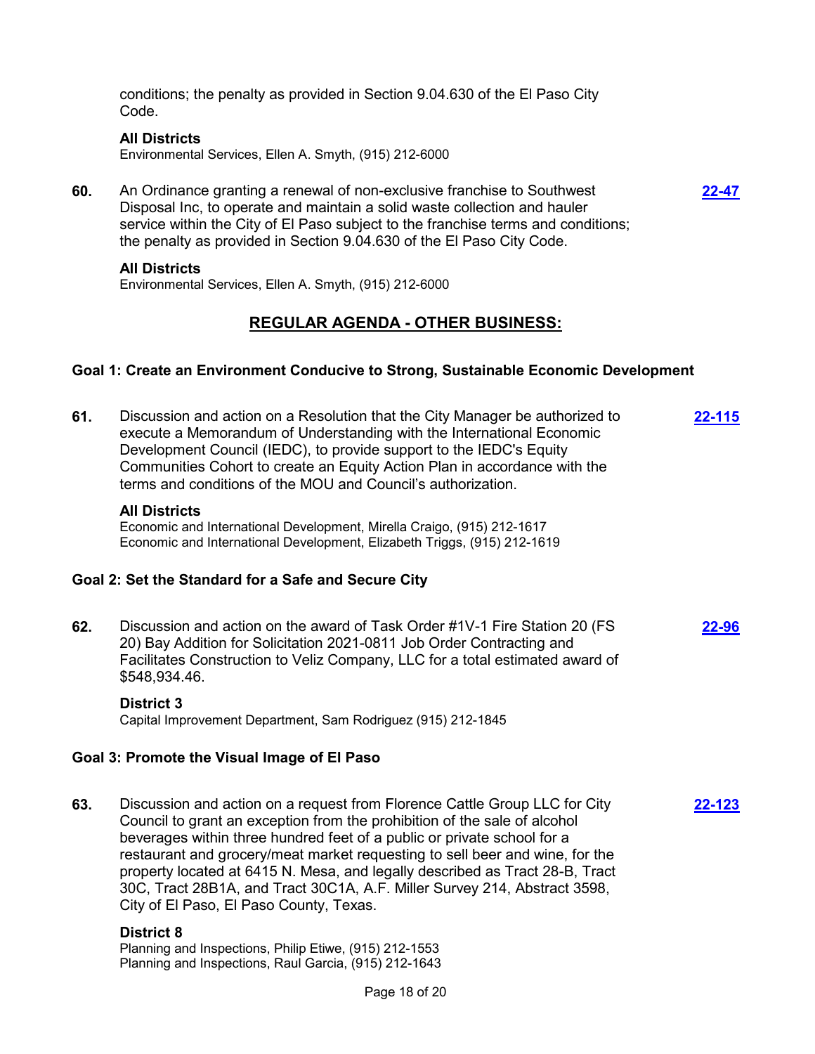conditions; the penalty as provided in Section 9.04.630 of the El Paso City Code.

**All Districts**
Environmental Services, Ellen A. Smyth, (915) 212-6000

**60.** An Ordinance granting a renewal of non-exclusive franchise to Southwest Disposal Inc, to operate and maintain a solid waste collection and hauler service within the City of El Paso subject to the franchise terms and conditions; the penalty as provided in Section 9.04.630 of the El Paso City Code. **22-47**

**All Districts**
Environmental Services, Ellen A. Smyth, (915) 212-6000

## REGULAR AGENDA - OTHER BUSINESS:

### Goal 1: Create an Environment Conducive to Strong, Sustainable Economic Development

**61.** Discussion and action on a Resolution that the City Manager be authorized to execute a Memorandum of Understanding with the International Economic Development Council (IEDC), to provide support to the IEDC's Equity Communities Cohort to create an Equity Action Plan in accordance with the terms and conditions of the MOU and Council's authorization. **22-115**

**All Districts**
Economic and International Development, Mirella Craigo, (915) 212-1617
Economic and International Development, Elizabeth Triggs, (915) 212-1619

### Goal 2: Set the Standard for a Safe and Secure City

**62.** Discussion and action on the award of Task Order #1V-1 Fire Station 20 (FS 20) Bay Addition for Solicitation 2021-0811 Job Order Contracting and Facilitates Construction to Veliz Company, LLC for a total estimated award of $548,934.46. **22-96**

**District 3**
Capital Improvement Department, Sam Rodriguez (915) 212-1845

### Goal 3: Promote the Visual Image of El Paso

**63.** Discussion and action on a request from Florence Cattle Group LLC for City Council to grant an exception from the prohibition of the sale of alcohol beverages within three hundred feet of a public or private school for a restaurant and grocery/meat market requesting to sell beer and wine, for the property located at 6415 N. Mesa, and legally described as Tract 28-B, Tract 30C, Tract 28B1A, and Tract 30C1A, A.F. Miller Survey 214, Abstract 3598, City of El Paso, El Paso County, Texas. **22-123**

**District 8**
Planning and Inspections, Philip Etiwe, (915) 212-1553
Planning and Inspections, Raul Garcia, (915) 212-1643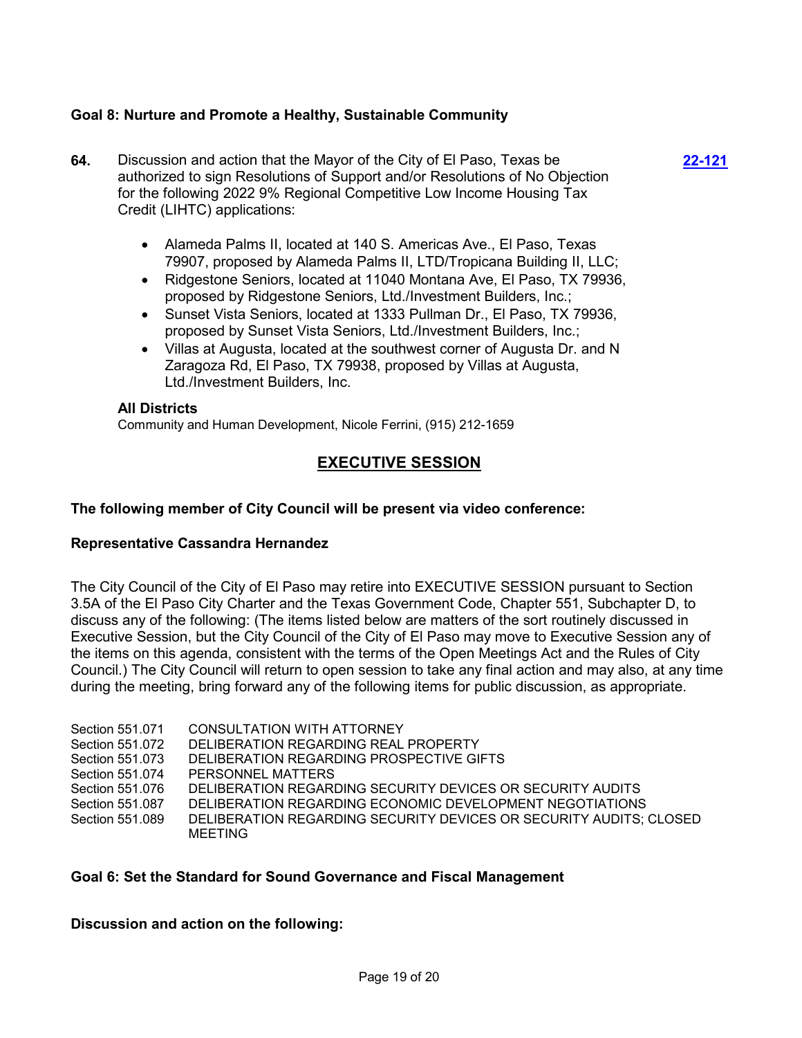**Goal 8: Nurture and Promote a Healthy, Sustainable Community**

**64.** Discussion and action that the Mayor of the City of El Paso, Texas be authorized to sign Resolutions of Support and/or Resolutions of No Objection for the following 2022 9% Regional Competitive Low Income Housing Tax Credit (LIHTC) applications: **22-121**

- Alameda Palms II, located at 140 S. Americas Ave., El Paso, Texas 79907, proposed by Alameda Palms II, LTD/Tropicana Building II, LLC;
- Ridgestone Seniors, located at 11040 Montana Ave, El Paso, TX 79936, proposed by Ridgestone Seniors, Ltd./Investment Builders, Inc.;
- Sunset Vista Seniors, located at 1333 Pullman Dr., El Paso, TX 79936, proposed by Sunset Vista Seniors, Ltd./Investment Builders, Inc.;
- Villas at Augusta, located at the southwest corner of Augusta Dr. and N Zaragoza Rd, El Paso, TX 79938, proposed by Villas at Augusta, Ltd./Investment Builders, Inc.

**All Districts**
Community and Human Development, Nicole Ferrini, (915) 212-1659

## EXECUTIVE SESSION

**The following member of City Council will be present via video conference:**

**Representative Cassandra Hernandez**

The City Council of the City of El Paso may retire into EXECUTIVE SESSION pursuant to Section 3.5A of the El Paso City Charter and the Texas Government Code, Chapter 551, Subchapter D, to discuss any of the following: (The items listed below are matters of the sort routinely discussed in Executive Session, but the City Council of the City of El Paso may move to Executive Session any of the items on this agenda, consistent with the terms of the Open Meetings Act and the Rules of City Council.) The City Council will return to open session to take any final action and may also, at any time during the meeting, bring forward any of the following items for public discussion, as appropriate.

| | |
|---|---|
| Section 551.071 | CONSULTATION WITH ATTORNEY |
| Section 551.072 | DELIBERATION REGARDING REAL PROPERTY |
| Section 551.073 | DELIBERATION REGARDING PROSPECTIVE GIFTS |
| Section 551.074 | PERSONNEL MATTERS |
| Section 551.076 | DELIBERATION REGARDING SECURITY DEVICES OR SECURITY AUDITS |
| Section 551.087 | DELIBERATION REGARDING ECONOMIC DEVELOPMENT NEGOTIATIONS |
| Section 551.089 | DELIBERATION REGARDING SECURITY DEVICES OR SECURITY AUDITS; CLOSED MEETING |

**Goal 6: Set the Standard for Sound Governance and Fiscal Management**

**Discussion and action on the following:**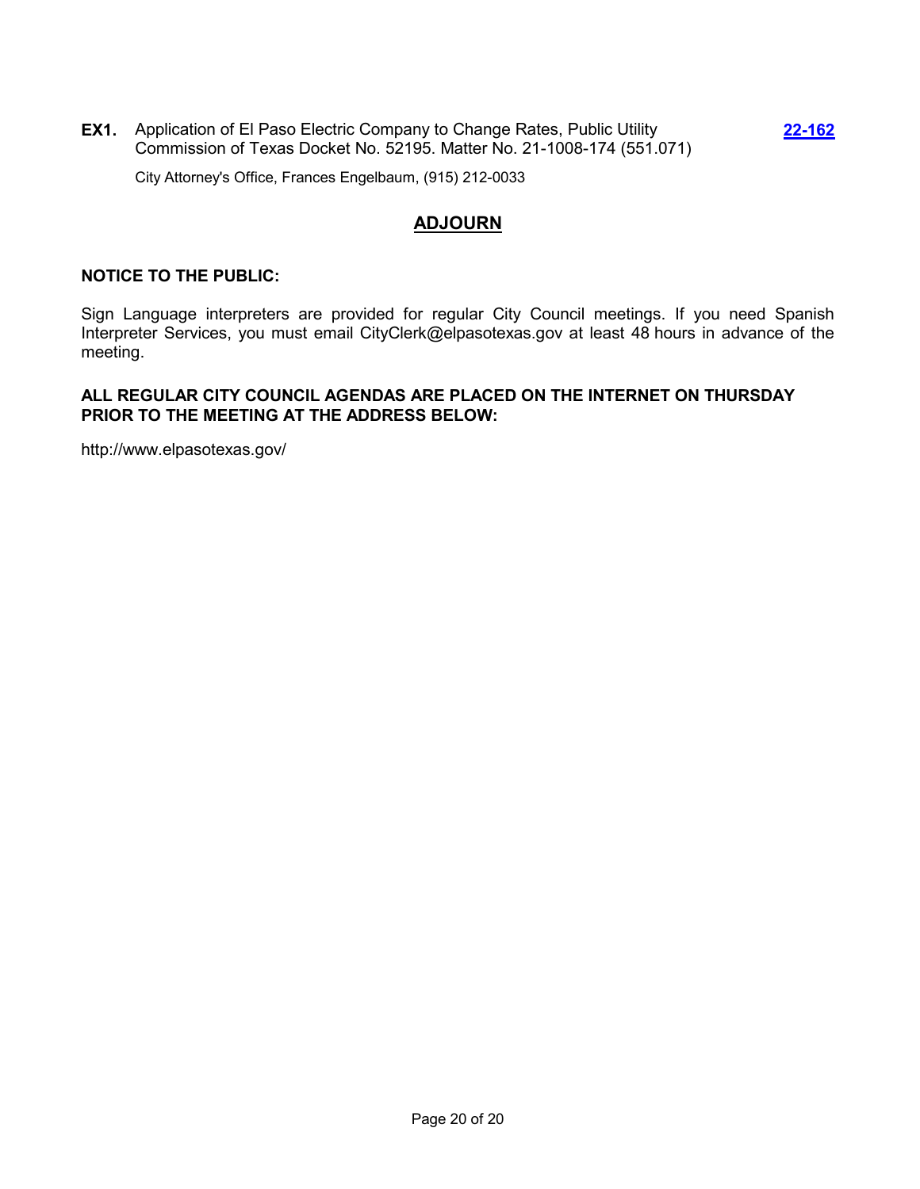**EX1.** Application of El Paso Electric Company to Change Rates, Public Utility Commission of Texas Docket No. 52195. Matter No. 21-1008-174 (551.071) **22-162**

City Attorney's Office, Frances Engelbaum, (915) 212-0033

## ADJOURN

**NOTICE TO THE PUBLIC:**

Sign Language interpreters are provided for regular City Council meetings. If you need Spanish Interpreter Services, you must email CityClerk@elpasotexas.gov at least 48 hours in advance of the meeting.

**ALL REGULAR CITY COUNCIL AGENDAS ARE PLACED ON THE INTERNET ON THURSDAY PRIOR TO THE MEETING AT THE ADDRESS BELOW:**

http://www.elpasotexas.gov/